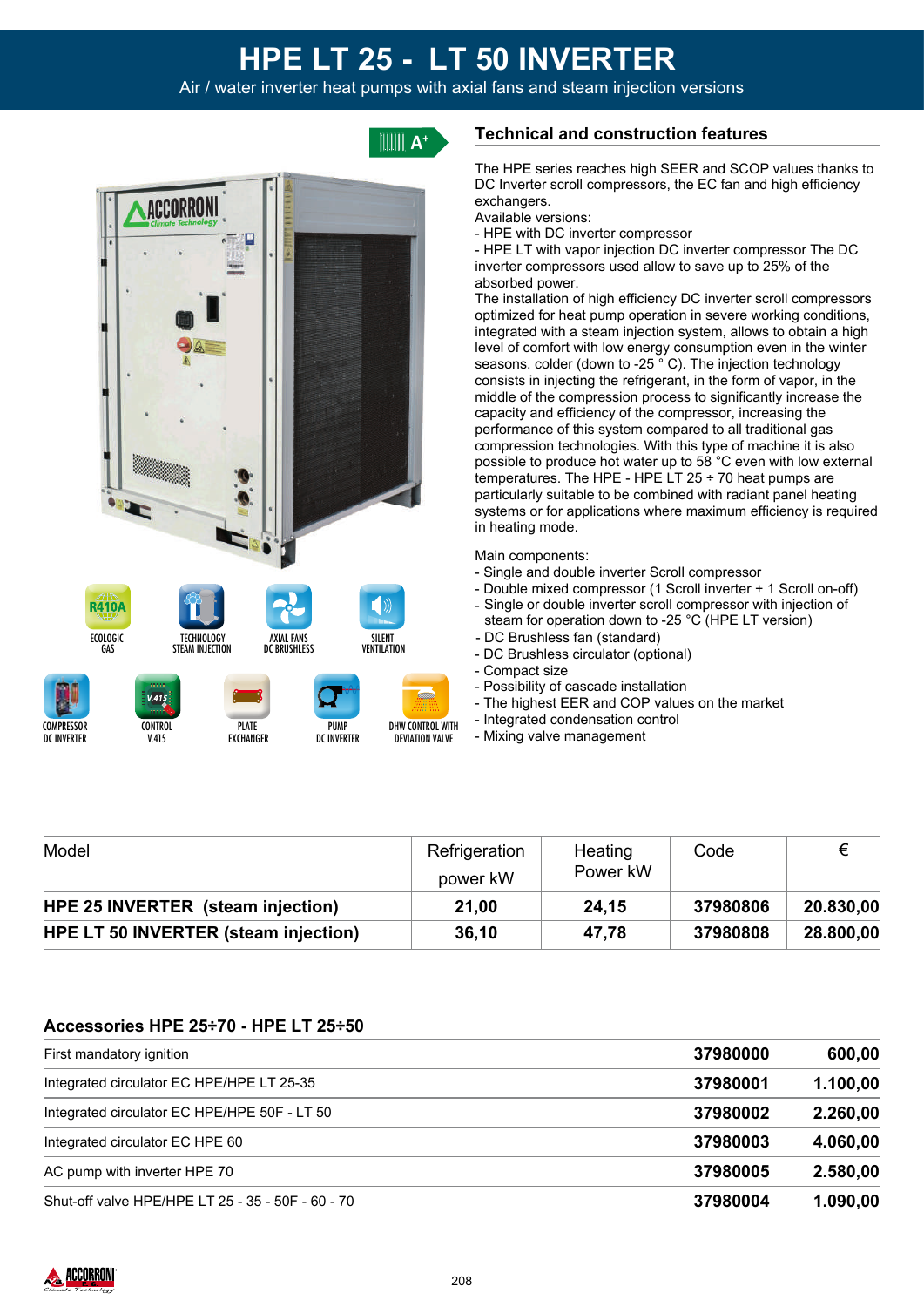# HPE LT 25 - LT 50 INVERTER

Air / water inverter heat pumps with axial fans and steam injection versions

A+

ECOLOGIC GAS

TECHNOLOGY STEAM INJECTION

AXIAL FANS DC BRUSHLESS

SILENT VENTILATION

COMPRESSOR DC INVERTER

CONTROL V.415

PLATE EXCHANGER

PUMP DC INVERTER

DHW CONTROL WITH DEVIATION VALVE

## Technical and construction features

The HPE series reaches high SEER and SCOP values thanks to DC Inverter scroll compressors, the EC fan and high efficiency exchangers.
Available versions:
- HPE with DC inverter compressor
- HPE LT with vapor injection DC inverter compressor The DC inverter compressors used allow to save up to 25% of the absorbed power.

The installation of high efficiency DC inverter scroll compressors optimized for heat pump operation in severe working conditions, integrated with a steam injection system, allows to obtain a high level of comfort with low energy consumption even in the winter seasons. colder (down to -25 ° C). The injection technology consists in injecting the refrigerant, in the form of vapor, in the middle of the compression process to significantly increase the capacity and efficiency of the compressor, increasing the performance of this system compared to all traditional gas compression technologies. With this type of machine it is also possible to produce hot water up to 58 °C even with low external temperatures. The HPE - HPE LT 25 ÷ 70 heat pumps are particularly suitable to be combined with radiant panel heating systems or for applications where maximum efficiency is required in heating mode.

Main components:
- Single and double inverter Scroll compressor
- Double mixed compressor (1 Scroll inverter + 1 Scroll on-off)
- Single or double inverter scroll compressor with injection of steam for operation down to -25 °C (HPE LT version)
- DC Brushless fan (standard)
- DC Brushless circulator (optional)
- Compact size
- Possibility of cascade installation
- The highest EER and COP values on the market
- Integrated condensation control
- Mixing valve management

| Model | Refrigeration power kW | Heating Power kW | Code | € |
|---|---|---|---|---|
| **HPE 25 INVERTER (steam injection)** | **21,00** | **24,15** | **37980806** | **20.830,00** |
| **HPE LT 50 INVERTER (steam injection)** | **36,10** | **47,78** | **37980808** | **28.800,00** |

### Accessories HPE 25÷70 - HPE LT 25÷50

| | | |
|---|---|---|
| First mandatory ignition | **37980000** | **600,00** |
| Integrated circulator EC HPE/HPE LT 25-35 | **37980001** | **1.100,00** |
| Integrated circulator EC HPE/HPE 50F - LT 50 | **37980002** | **2.260,00** |
| Integrated circulator EC HPE 60 | **37980003** | **4.060,00** |
| AC pump with inverter HPE 70 | **37980005** | **2.580,00** |
| Shut-off valve HPE/HPE LT 25 - 35 - 50F - 60 - 70 | **37980004** | **1.090,00** |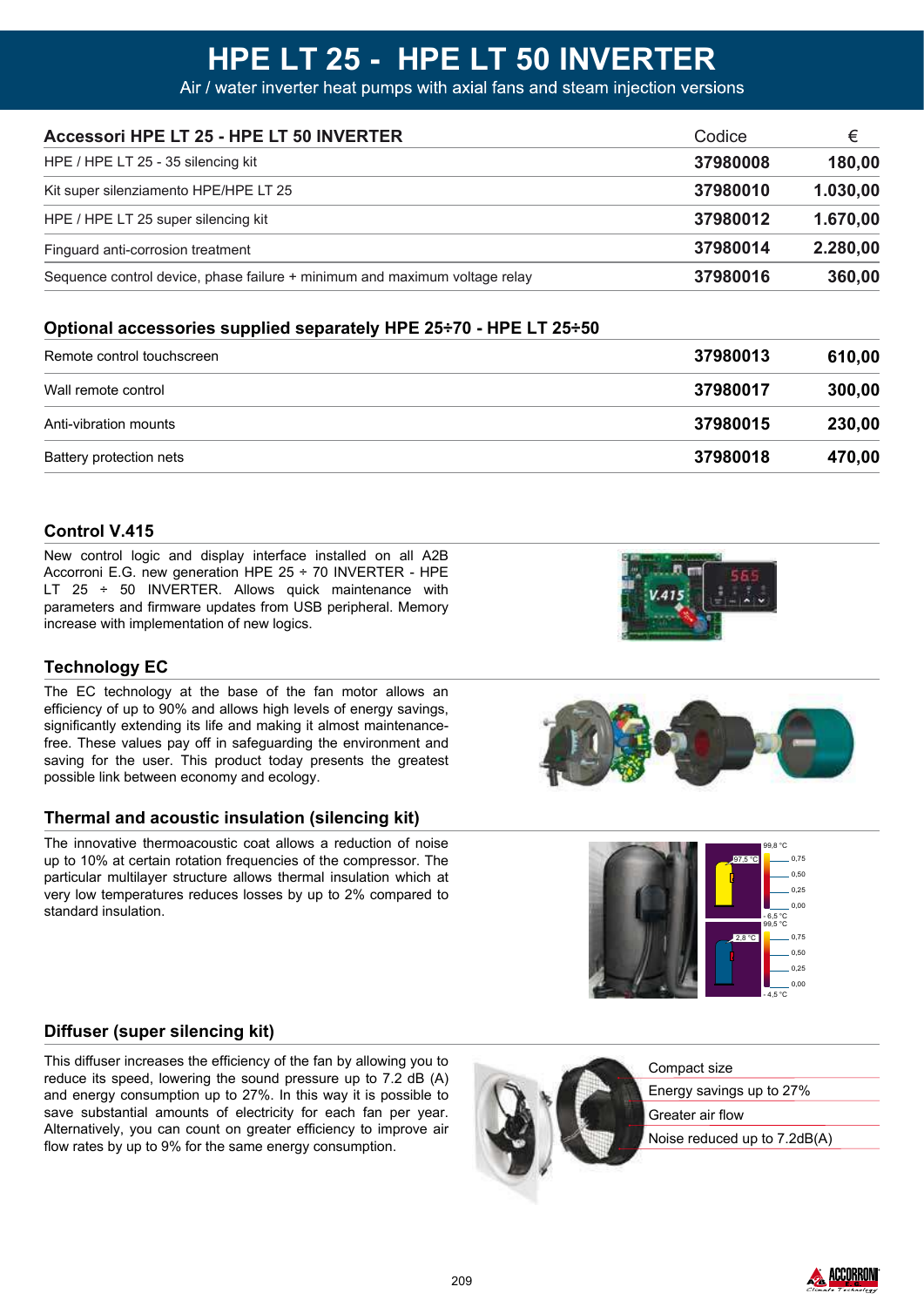# HPE LT 25 - HPE LT 50 INVERTER

Air / water inverter heat pumps with axial fans and steam injection versions

| Accessori HPE LT 25 - HPE LT 50 INVERTER | Codice | € |
|---|---|---|
| HPE / HPE LT 25 - 35 silencing kit | 37980008 | 180,00 |
| Kit super silenziamento HPE/HPE LT 25 | 37980010 | 1.030,00 |
| HPE / HPE LT 25 super silencing kit | 37980012 | 1.670,00 |
| Finguard anti-corrosion treatment | 37980014 | 2.280,00 |
| Sequence control device, phase failure + minimum and maximum voltage relay | 37980016 | 360,00 |

| Optional accessories supplied separately HPE 25÷70 - HPE LT 25÷50 | | |
|---|---|---|
| Remote control touchscreen | 37980013 | 610,00 |
| Wall remote control | 37980017 | 300,00 |
| Anti-vibration mounts | 37980015 | 230,00 |
| Battery protection nets | 37980018 | 470,00 |

## Control V.415

New control logic and display interface installed on all A2B Accorroni E.G. new generation HPE 25 ÷ 70 INVERTER - HPE LT 25 ÷ 50 INVERTER. Allows quick maintenance with parameters and firmware updates from USB peripheral. Memory increase with implementation of new logics.

## Technology EC

The EC technology at the base of the fan motor allows an efficiency of up to 90% and allows high levels of energy savings, significantly extending its life and making it almost maintenance-free. These values pay off in safeguarding the environment and saving for the user. This product today presents the greatest possible link between economy and ecology.

## Thermal and acoustic insulation (silencing kit)

The innovative thermoacoustic coat allows a reduction of noise up to 10% at certain rotation frequencies of the compressor. The particular multilayer structure allows thermal insulation which at very low temperatures reduces losses by up to 2% compared to standard insulation.

## Diffuser (super silencing kit)

This diffuser increases the efficiency of the fan by allowing you to reduce its speed, lowering the sound pressure up to 7.2 dB (A) and energy consumption up to 27%. In this way it is possible to save substantial amounts of electricity for each fan per year. Alternatively, you can count on greater efficiency to improve air flow rates by up to 9% for the same energy consumption.

- Compact size
- Energy savings up to 27%
- Greater air flow
- Noise reduced up to 7.2dB(A)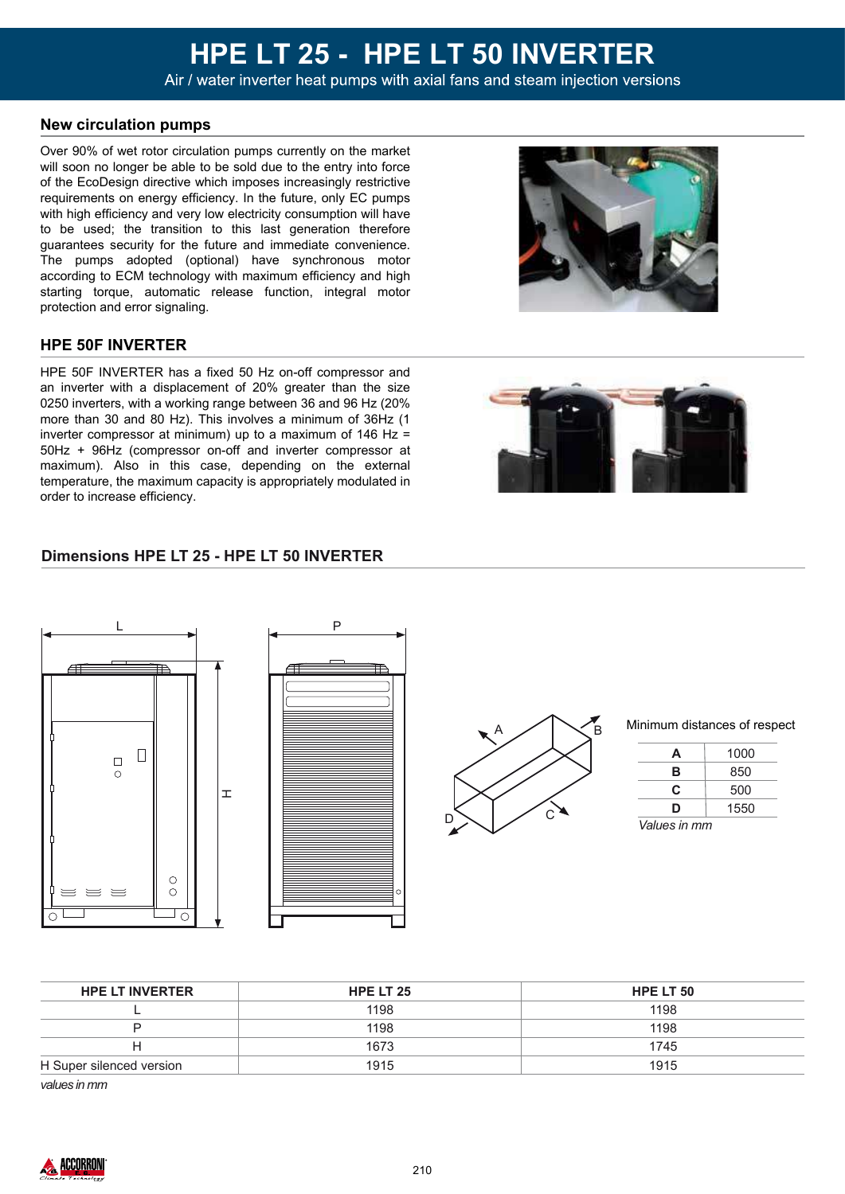# HPE LT 25 - HPE LT 50 INVERTER

Air / water inverter heat pumps with axial fans and steam injection versions

## New circulation pumps

Over 90% of wet rotor circulation pumps currently on the market will soon no longer be able to be sold due to the entry into force of the EcoDesign directive which imposes increasingly restrictive requirements on energy efficiency. In the future, only EC pumps with high efficiency and very low electricity consumption will have to be used; the transition to this last generation therefore guarantees security for the future and immediate convenience. The pumps adopted (optional) have synchronous motor according to ECM technology with maximum efficiency and high starting torque, automatic release function, integral motor protection and error signaling.

## HPE 50F INVERTER

HPE 50F INVERTER has a fixed 50 Hz on-off compressor and an inverter with a displacement of 20% greater than the size 0250 inverters, with a working range between 36 and 96 Hz (20% more than 30 and 80 Hz). This involves a minimum of 36Hz (1 inverter compressor at minimum) up to a maximum of 146 Hz = 50Hz + 96Hz (compressor on-off and inverter compressor at maximum). Also in this case, depending on the external temperature, the maximum capacity is appropriately modulated in order to increase efficiency.

## Dimensions HPE LT 25 - HPE LT 50 INVERTER

Minimum distances of respect

| | |
|---|---|
| **A** | 1000 |
| **B** | 850 |
| **C** | 500 |
| **D** | 1550 |

*Values in mm*

| HPE LT INVERTER | HPE LT 25 | HPE LT 50 |
|---|---|---|
| L | 1198 | 1198 |
| P | 1198 | 1198 |
| H | 1673 | 1745 |
| H Super silenced version | 1915 | 1915 |

*values in mm*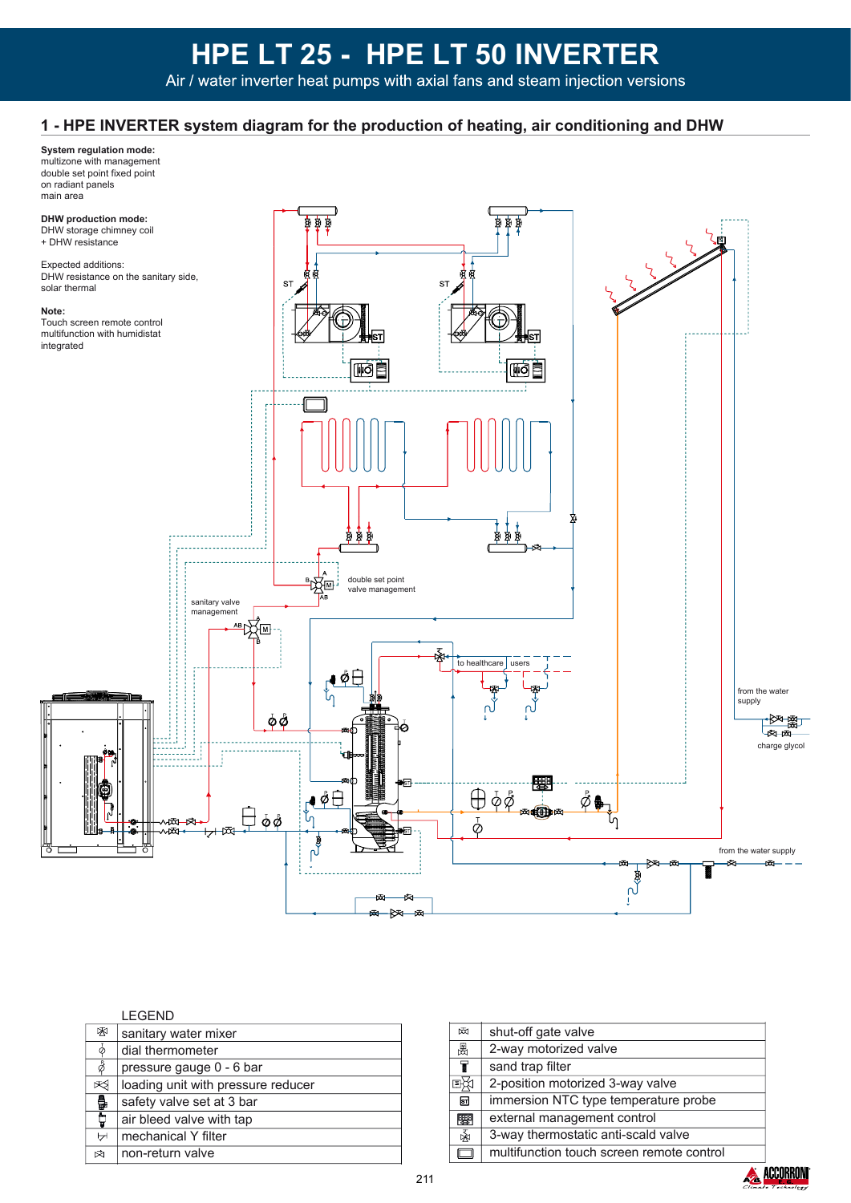# HPE LT 25 - HPE LT 50 INVERTER

Air / water inverter heat pumps with axial fans and steam injection versions

## 1 - HPE INVERTER system diagram for the production of heating, air conditioning and DHW

**System regulation mode:**
multizone with management
double set point fixed point
on radiant panels
main area

**DHW production mode:**
DHW storage chimney coil
+ DHW resistance

Expected additions:
DHW resistance on the sanitary side,
solar thermal

**Note:**
Touch screen remote control
multifunction with humidistat
integrated

ST

ST

double set point
valve management

sanitary valve
management

to healthcare | users

from the water
supply

charge glycol

from the water supply

LEGEND

| Symbol | Description |
|---|---|
| | sanitary water mixer |
| | dial thermometer |
| | pressure gauge 0 - 6 bar |
| | loading unit with pressure reducer |
| | safety valve set at 3 bar |
| | air bleed valve with tap |
| | mechanical Y filter |
| | non-return valve |

| Symbol | Description |
|---|---|
| | shut-off gate valve |
| | 2-way motorized valve |
| | sand trap filter |
| | 2-position motorized 3-way valve |
| | immersion NTC type temperature probe |
| | external management control |
| | 3-way thermostatic anti-scald valve |
| | multifunction touch screen remote control |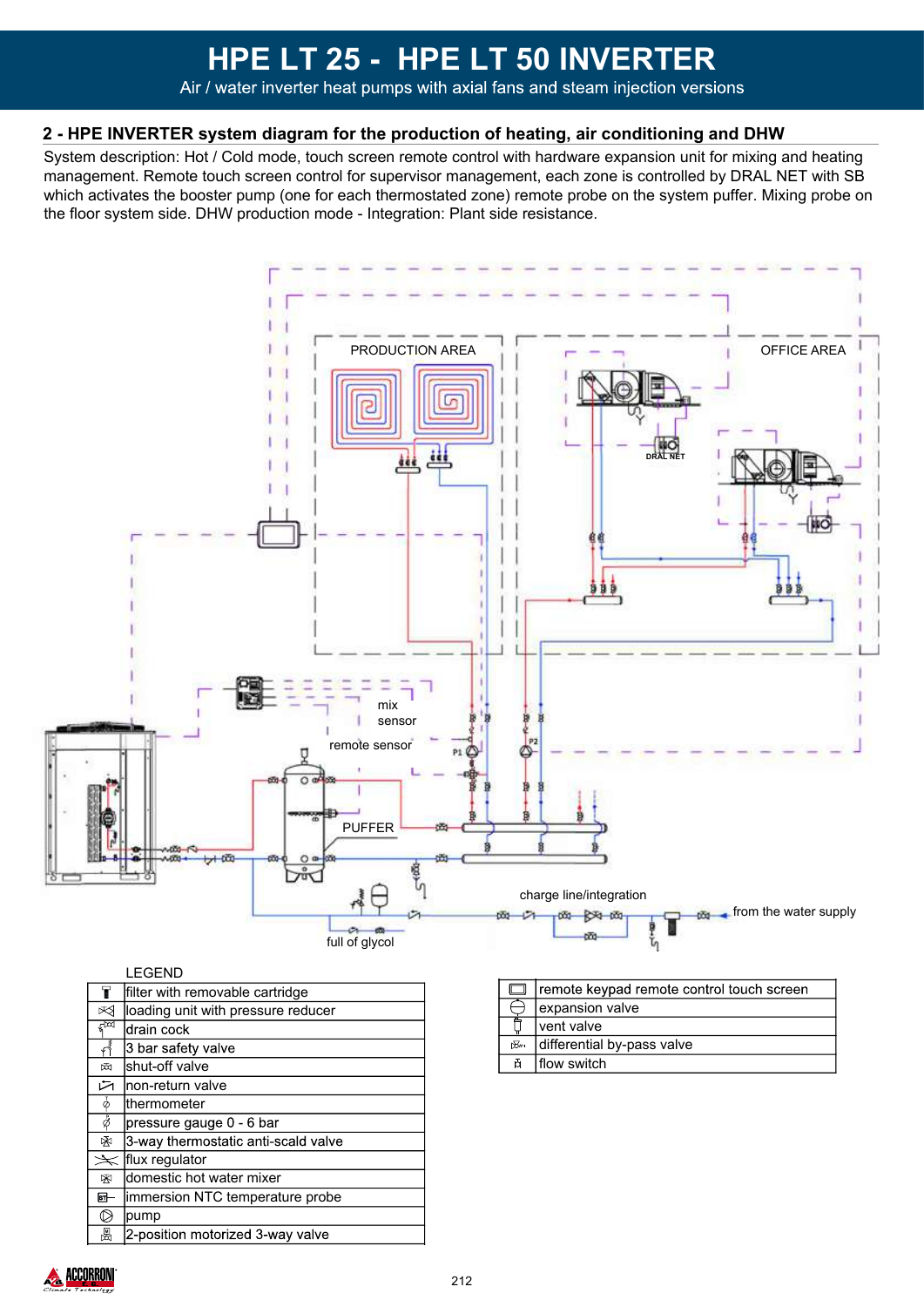# HPE LT 25 - HPE LT 50 INVERTER

Air / water inverter heat pumps with axial fans and steam injection versions

## 2 - HPE INVERTER system diagram for the production of heating, air conditioning and DHW

System description: Hot / Cold mode, touch screen remote control with hardware expansion unit for mixing and heating management. Remote touch screen control for supervisor management, each zone is controlled by DRAL NET with SB which activates the booster pump (one for each thermostated zone) remote probe on the system puffer. Mixing probe on the floor system side. DHW production mode - Integration: Plant side resistance.

PRODUCTION AREA

OFFICE AREA

DRAL NET

mix sensor

remote sensor

P1

P2

PUFFER

charge line/integration

from the water supply

full of glycol

LEGEND

| Symbol | Description |
|---|---|
| | filter with removable cartridge |
| | loading unit with pressure reducer |
| | drain cock |
| | 3 bar safety valve |
| | shut-off valve |
| | non-return valve |
| | thermometer |
| | pressure gauge 0 - 6 bar |
| | 3-way thermostatic anti-scald valve |
| | flux regulator |
| | domestic hot water mixer |
| | immersion NTC temperature probe |
| | pump |
| | 2-position motorized 3-way valve |

| Symbol | Description |
|---|---|
| | remote keypad remote control touch screen |
| | expansion valve |
| | vent valve |
| | differential by-pass valve |
| | flow switch |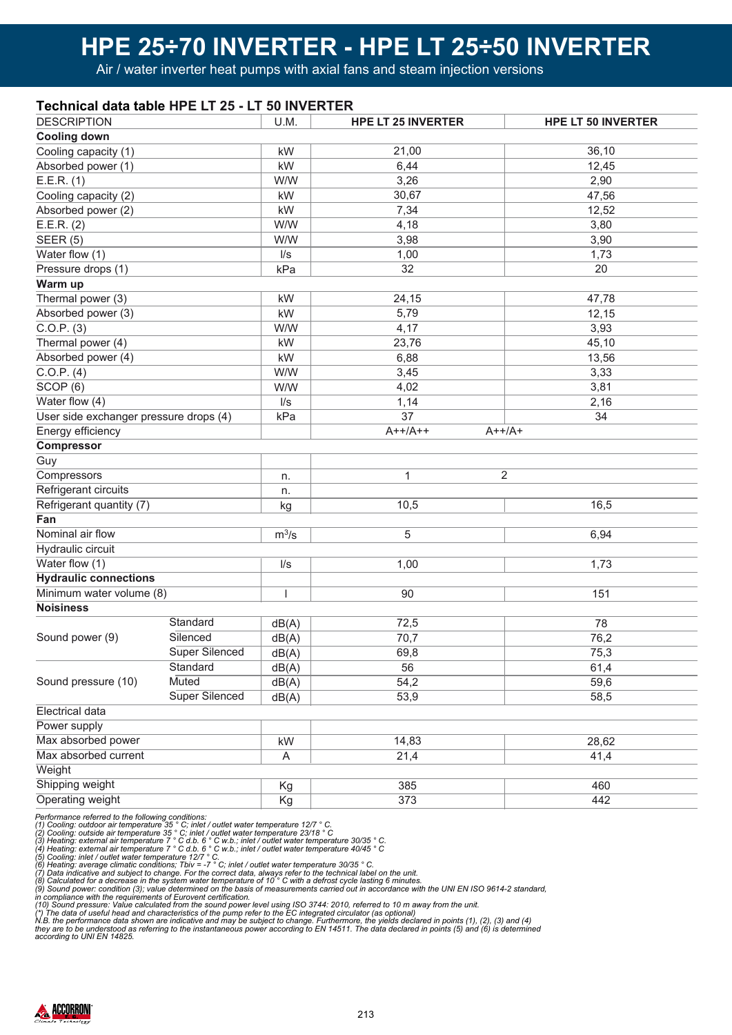# HPE 25÷70 INVERTER - HPE LT 25÷50 INVERTER

Air / water inverter heat pumps with axial fans and steam injection versions

## Technical data table HPE LT 25 - LT 50 INVERTER

| DESCRIPTION | | U.M. | HPE LT 25 INVERTER | HPE LT 50 INVERTER |
|---|---|---|---|---|
| **Cooling down** | | | | |
| Cooling capacity (1) | | kW | 21,00 | 36,10 |
| Absorbed power (1) | | kW | 6,44 | 12,45 |
| E.E.R. (1) | | W/W | 3,26 | 2,90 |
| Cooling capacity (2) | | kW | 30,67 | 47,56 |
| Absorbed power (2) | | kW | 7,34 | 12,52 |
| E.E.R. (2) | | W/W | 4,18 | 3,80 |
| SEER (5) | | W/W | 3,98 | 3,90 |
| Water flow (1) | | l/s | 1,00 | 1,73 |
| Pressure drops (1) | | kPa | 32 | 20 |
| **Warm up** | | | | |
| Thermal power (3) | | kW | 24,15 | 47,78 |
| Absorbed power (3) | | kW | 5,79 | 12,15 |
| C.O.P. (3) | | W/W | 4,17 | 3,93 |
| Thermal power (4) | | kW | 23,76 | 45,10 |
| Absorbed power (4) | | kW | 6,88 | 13,56 |
| C.O.P. (4) | | W/W | 3,45 | 3,33 |
| SCOP (6) | | W/W | 4,02 | 3,81 |
| Water flow (4) | | l/s | 1,14 | 2,16 |
| User side exchanger pressure drops (4) | | kPa | 37 | 34 |
| Energy efficiency | | | A++/A++ | A++/A+ |
| **Compressor** | | | | |
| Guy | | | | |
| Compressors | | n. | 1 | 2 |
| Refrigerant circuits | | n. | | |
| Refrigerant quantity (7) | | kg | 10,5 | 16,5 |
| **Fan** | | | | |
| Nominal air flow | | $m^3/s$ | 5 | 6,94 |
| Hydraulic circuit | | | | |
| Water flow (1) | | l/s | 1,00 | 1,73 |
| **Hydraulic connections** | | | | |
| Minimum water volume (8) | | l | 90 | 151 |
| **Noisiness** | | | | |
| Sound power (9) | Standard | dB(A) | 72,5 | 78 |
| | Silenced | dB(A) | 70,7 | 76,2 |
| | Super Silenced | dB(A) | 69,8 | 75,3 |
| Sound pressure (10) | Standard | dB(A) | 56 | 61,4 |
| | Muted | dB(A) | 54,2 | 59,6 |
| | Super Silenced | dB(A) | 53,9 | 58,5 |
| Electrical data | | | | |
| Power supply | | | | |
| Max absorbed power | | kW | 14,83 | 28,62 |
| Max absorbed current | | A | 21,4 | 41,4 |
| Weight | | | | |
| Shipping weight | | Kg | 385 | 460 |
| Operating weight | | Kg | 373 | 442 |

*Performance referred to the following conditions:*
*(1) Cooling: outdoor air temperature 35 ° C; inlet / outlet water temperature 12/7 ° C.*
*(2) Cooling: outside air temperature 35 ° C; inlet / outlet water temperature 23/18 ° C*
*(3) Heating: external air temperature 7 ° C d.b. 6 ° C w.b.; inlet / outlet water temperature 30/35 ° C.*
*(4) Heating: external air temperature 7 ° C d.b. 6 ° C w.b.; inlet / outlet water temperature 40/45 ° C*
*(5) Cooling: inlet / outlet water temperature 12/7 ° C.*
*(6) Heating: average climatic conditions; Tbiv = -7 ° C; inlet / outlet water temperature 30/35 ° C.*
*(7) Data indicative and subject to change. For the correct data, always refer to the technical label on the unit.*
*(8) Calculated for a decrease in the system water temperature of 10 ° C with a defrost cycle lasting 6 minutes.*
*(9) Sound power: condition (3); value determined on the basis of measurements carried out in accordance with the UNI EN ISO 9614-2 standard, in compliance with the requirements of Eurovent certification.*
*(10) Sound pressure: Value calculated from the sound power level using ISO 3744: 2010, referred to 10 m away from the unit.*
*(\*) The data of useful head and characteristics of the pump refer to the EC integrated circulator (as optional)*
*N.B. the performance data shown are indicative and may be subject to change. Furthermore, the yields declared in points (1), (2), (3) and (4) they are to be understood as referring to the instantaneous power according to EN 14511. The data declared in points (5) and (6) is determined according to UNI EN 14825.*